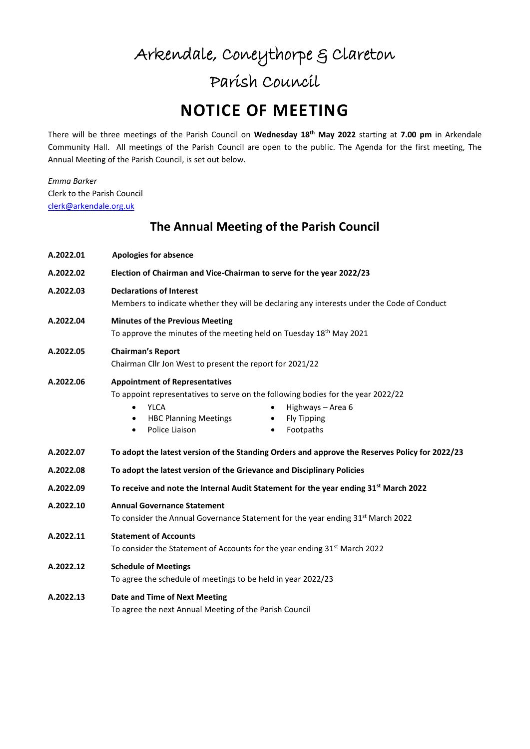# Arkendale, Coneythorpe & Clareton

# Parish Council

# NOTICE OF MEETING

There will be three meetings of the Parish Council on **Wednesday 18th May 2022** starting at **7.00 pm** in Arkendale Community Hall. All meetings of the Parish Council are open to the public. The Agenda for the first meeting, The Annual Meeting of the Parish Council, is set out below.

*Emma Barker*
Clerk to the Parish Council
clerk@arkendale.org.uk

## The Annual Meeting of the Parish Council

**A.2022.01** **Apologies for absence**

**A.2022.02** **Election of Chairman and Vice-Chairman to serve for the year 2022/23**

**A.2022.03** **Declarations of Interest**
Members to indicate whether they will be declaring any interests under the Code of Conduct

**A.2022.04** **Minutes of the Previous Meeting**
To approve the minutes of the meeting held on Tuesday 18th May 2021

**A.2022.05** **Chairman's Report**
Chairman Cllr Jon West to present the report for 2021/22

**A.2022.06** **Appointment of Representatives**
To appoint representatives to serve on the following bodies for the year 2022/22

- YLCA
- HBC Planning Meetings
- Police Liaison
- Highways – Area 6
- Fly Tipping
- Footpaths

**A.2022.07** **To adopt the latest version of the Standing Orders and approve the Reserves Policy for 2022/23**

**A.2022.08** **To adopt the latest version of the Grievance and Disciplinary Policies**

**A.2022.09** **To receive and note the Internal Audit Statement for the year ending 31st March 2022**

**A.2022.10** **Annual Governance Statement**
To consider the Annual Governance Statement for the year ending 31st March 2022

**A.2022.11** **Statement of Accounts**
To consider the Statement of Accounts for the year ending 31st March 2022

**A.2022.12** **Schedule of Meetings**
To agree the schedule of meetings to be held in year 2022/23

**A.2022.13** **Date and Time of Next Meeting**
To agree the next Annual Meeting of the Parish Council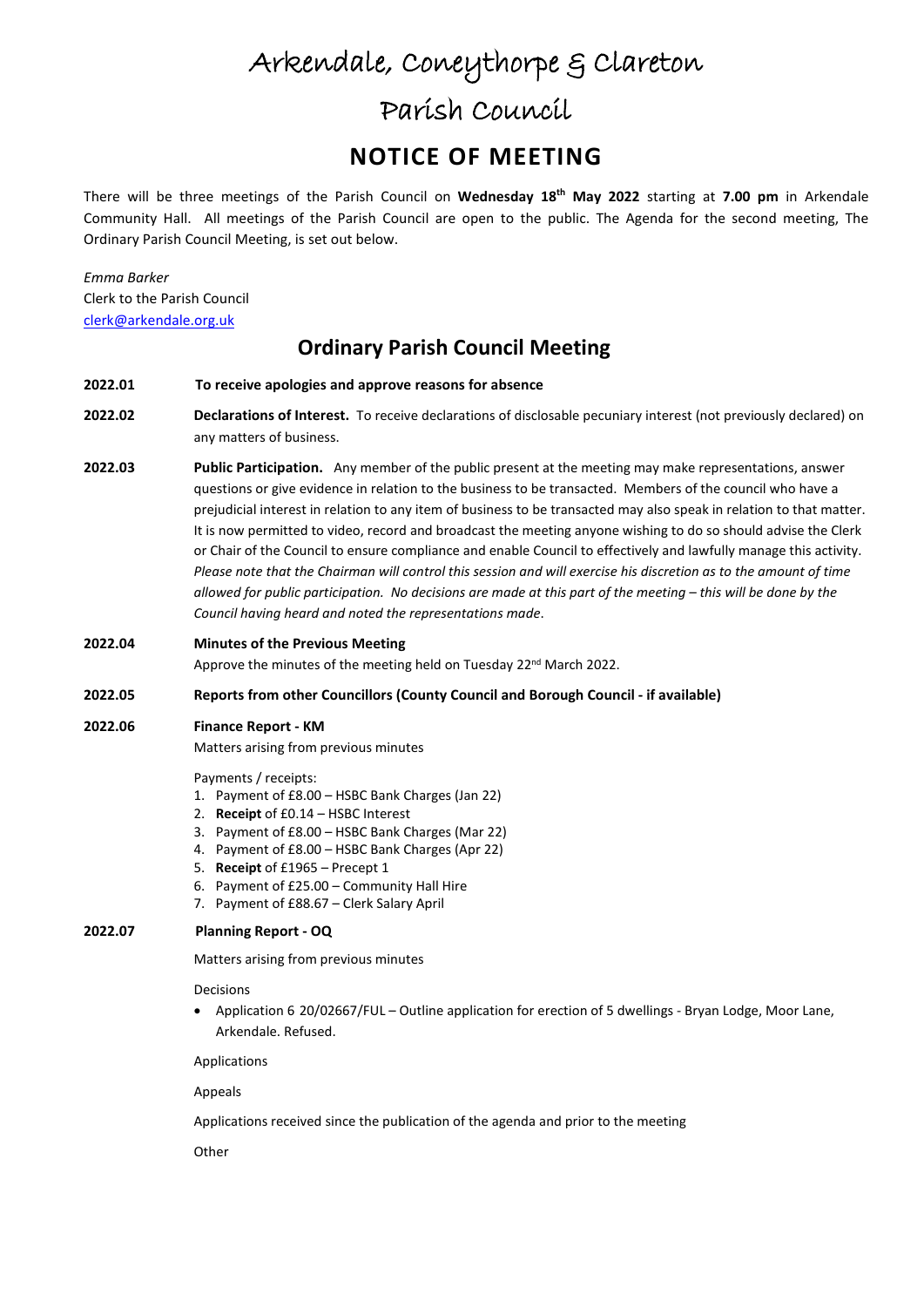# Arkendale, Coneythorpe & Clareton

# Parish Council

## NOTICE OF MEETING

There will be three meetings of the Parish Council on **Wednesday 18th May 2022** starting at **7.00 pm** in Arkendale Community Hall. All meetings of the Parish Council are open to the public. The Agenda for the second meeting, The Ordinary Parish Council Meeting, is set out below.

*Emma Barker*
Clerk to the Parish Council
clerk@arkendale.org.uk

## Ordinary Parish Council Meeting

**2022.01** **To receive apologies and approve reasons for absence**

**2022.02** **Declarations of Interest.** To receive declarations of disclosable pecuniary interest (not previously declared) on any matters of business.

**2022.03** **Public Participation.** Any member of the public present at the meeting may make representations, answer questions or give evidence in relation to the business to be transacted. Members of the council who have a prejudicial interest in relation to any item of business to be transacted may also speak in relation to that matter. It is now permitted to video, record and broadcast the meeting anyone wishing to do so should advise the Clerk or Chair of the Council to ensure compliance and enable Council to effectively and lawfully manage this activity. *Please note that the Chairman will control this session and will exercise his discretion as to the amount of time allowed for public participation. No decisions are made at this part of the meeting – this will be done by the Council having heard and noted the representations made.*

**2022.04** **Minutes of the Previous Meeting**
Approve the minutes of the meeting held on Tuesday 22nd March 2022.

**2022.05** **Reports from other Councillors (County Council and Borough Council - if available)**

**2022.06** **Finance Report - KM**
Matters arising from previous minutes

Payments / receipts:

1. Payment of £8.00 – HSBC Bank Charges (Jan 22)
2. **Receipt** of £0.14 – HSBC Interest
3. Payment of £8.00 – HSBC Bank Charges (Mar 22)
4. Payment of £8.00 – HSBC Bank Charges (Apr 22)
5. **Receipt** of £1965 – Precept 1
6. Payment of £25.00 – Community Hall Hire
7. Payment of £88.67 – Clerk Salary April

**2022.07** **Planning Report - OQ**

Matters arising from previous minutes

Decisions

- Application 6 20/02667/FUL – Outline application for erection of 5 dwellings - Bryan Lodge, Moor Lane, Arkendale. Refused.

Applications

Appeals

Applications received since the publication of the agenda and prior to the meeting

Other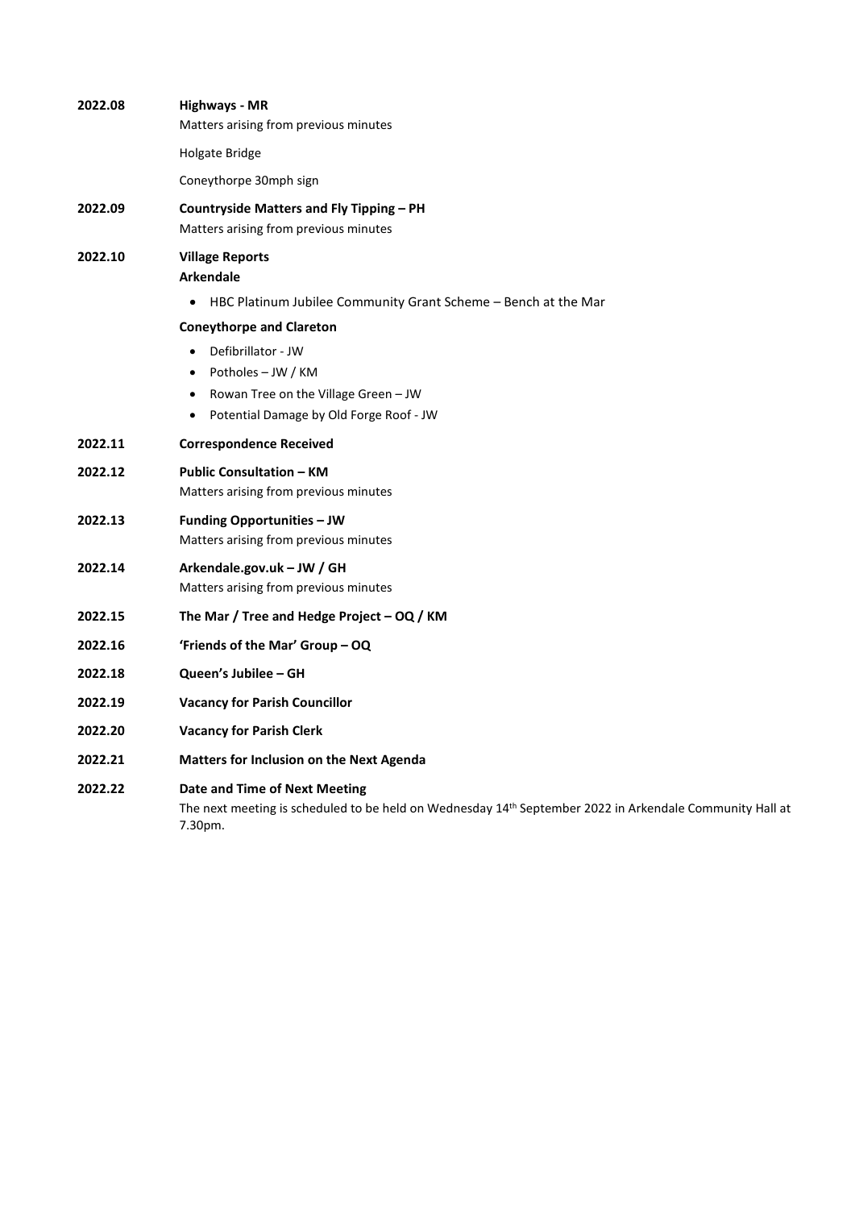**2022.08** **Highways - MR**

Matters arising from previous minutes

Holgate Bridge

Coneythorpe 30mph sign

**2022.09** **Countryside Matters and Fly Tipping – PH**

Matters arising from previous minutes

**2022.10** **Village Reports**

**Arkendale**

- HBC Platinum Jubilee Community Grant Scheme – Bench at the Mar

**Coneythorpe and Clareton**

- Defibrillator - JW
- Potholes – JW / KM
- Rowan Tree on the Village Green – JW
- Potential Damage by Old Forge Roof - JW

**2022.11** **Correspondence Received**

**2022.12** **Public Consultation – KM**

Matters arising from previous minutes

**2022.13** **Funding Opportunities – JW**

Matters arising from previous minutes

**2022.14** **Arkendale.gov.uk – JW / GH**

Matters arising from previous minutes

**2022.15** **The Mar / Tree and Hedge Project – OQ / KM**

**2022.16** **'Friends of the Mar' Group – OQ**

**2022.18** **Queen's Jubilee – GH**

**2022.19** **Vacancy for Parish Councillor**

**2022.20** **Vacancy for Parish Clerk**

**2022.21** **Matters for Inclusion on the Next Agenda**

**2022.22** **Date and Time of Next Meeting**

The next meeting is scheduled to be held on Wednesday 14th September 2022 in Arkendale Community Hall at 7.30pm.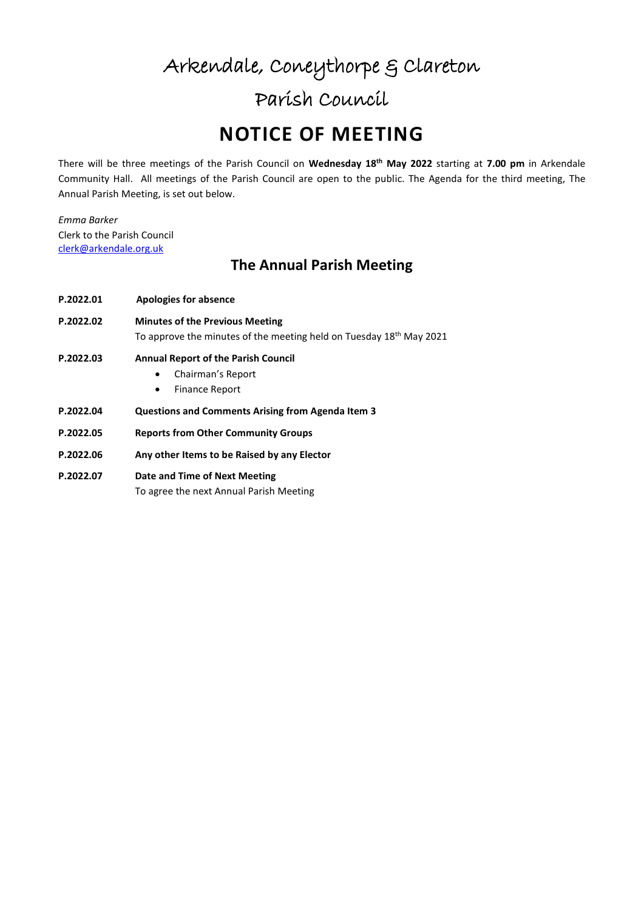# Arkendale, Coneythorpe & Clareton

# Parish Council

# NOTICE OF MEETING

There will be three meetings of the Parish Council on **Wednesday 18th May 2022** starting at **7.00 pm** in Arkendale Community Hall. All meetings of the Parish Council are open to the public. The Agenda for the third meeting, The Annual Parish Meeting, is set out below.

*Emma Barker*
Clerk to the Parish Council
clerk@arkendale.org.uk

## The Annual Parish Meeting

**P.2022.01** **Apologies for absence**

**P.2022.02** **Minutes of the Previous Meeting**
To approve the minutes of the meeting held on Tuesday 18th May 2021

**P.2022.03** **Annual Report of the Parish Council**
- Chairman's Report
- Finance Report

**P.2022.04** **Questions and Comments Arising from Agenda Item 3**

**P.2022.05** **Reports from Other Community Groups**

**P.2022.06** **Any other Items to be Raised by any Elector**

**P.2022.07** **Date and Time of Next Meeting**
To agree the next Annual Parish Meeting